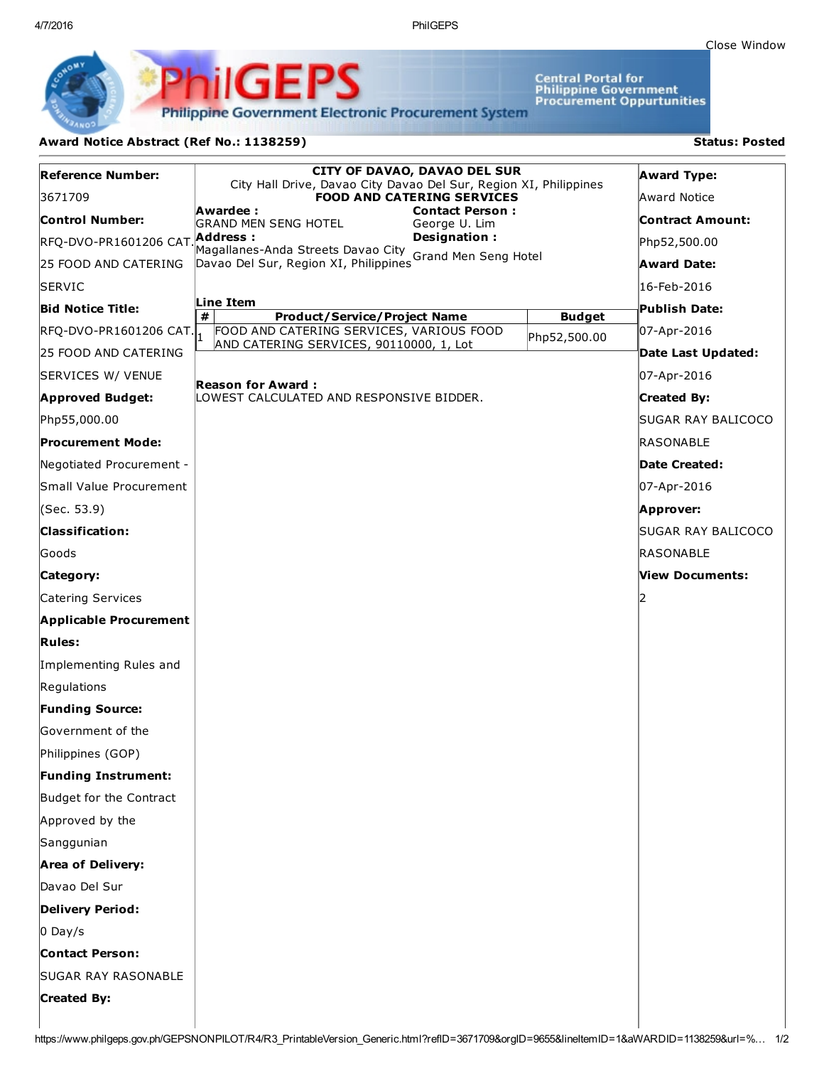# Award Notice Abstract (Ref No.: 1138259)

**Status: Posted**

**Reference Number:**
3671709

**Control Number:**
RFQ-DVO-PR1601206 CAT. 25 FOOD AND CATERING SERVIC

**Bid Notice Title:**
RFQ-DVO-PR1601206 CAT. 25 FOOD AND CATERING SERVICES W/ VENUE

**Approved Budget:**
Php55,000.00

**Procurement Mode:**
Negotiated Procurement - Small Value Procurement (Sec. 53.9)

**Classification:**
Goods

**Category:**
Catering Services

**Applicable Procurement Rules:**
Implementing Rules and Regulations

**Funding Source:**
Government of the Philippines (GOP)

**Funding Instrument:**
Budget for the Contract Approved by the Sanggunian

**Area of Delivery:**
Davao Del Sur

**Delivery Period:**
0 Day/s

**Contact Person:**
SUGAR RAY RASONABLE

**Created By:**

---

**CITY OF DAVAO, DAVAO DEL SUR**
City Hall Drive, Davao City Davao Del Sur, Region XI, Philippines
**FOOD AND CATERING SERVICES**

**Awardee :**
GRAND MEN SENG HOTEL

**Address :**
Magallanes-Anda Streets Davao City Davao Del Sur, Region XI, Philippines

**Contact Person :**
George U. Lim

**Designation :**
Grand Men Seng Hotel

**Line Item**

| # | Product/Service/Project Name | Budget |
|---|---|---|
| 1 | FOOD AND CATERING SERVICES, VARIOUS FOOD AND CATERING SERVICES, 90110000, 1, Lot | Php52,500.00 |

**Reason for Award :**
LOWEST CALCULATED AND RESPONSIVE BIDDER.

---

**Award Type:**
Award Notice

**Contract Amount:**
Php52,500.00

**Award Date:**
16-Feb-2016

**Publish Date:**
07-Apr-2016

**Date Last Updated:**
07-Apr-2016

**Created By:**
SUGAR RAY BALICOCO RASONABLE

**Date Created:**
07-Apr-2016

**Approver:**
SUGAR RAY BALICOCO RASONABLE

**View Documents:**
2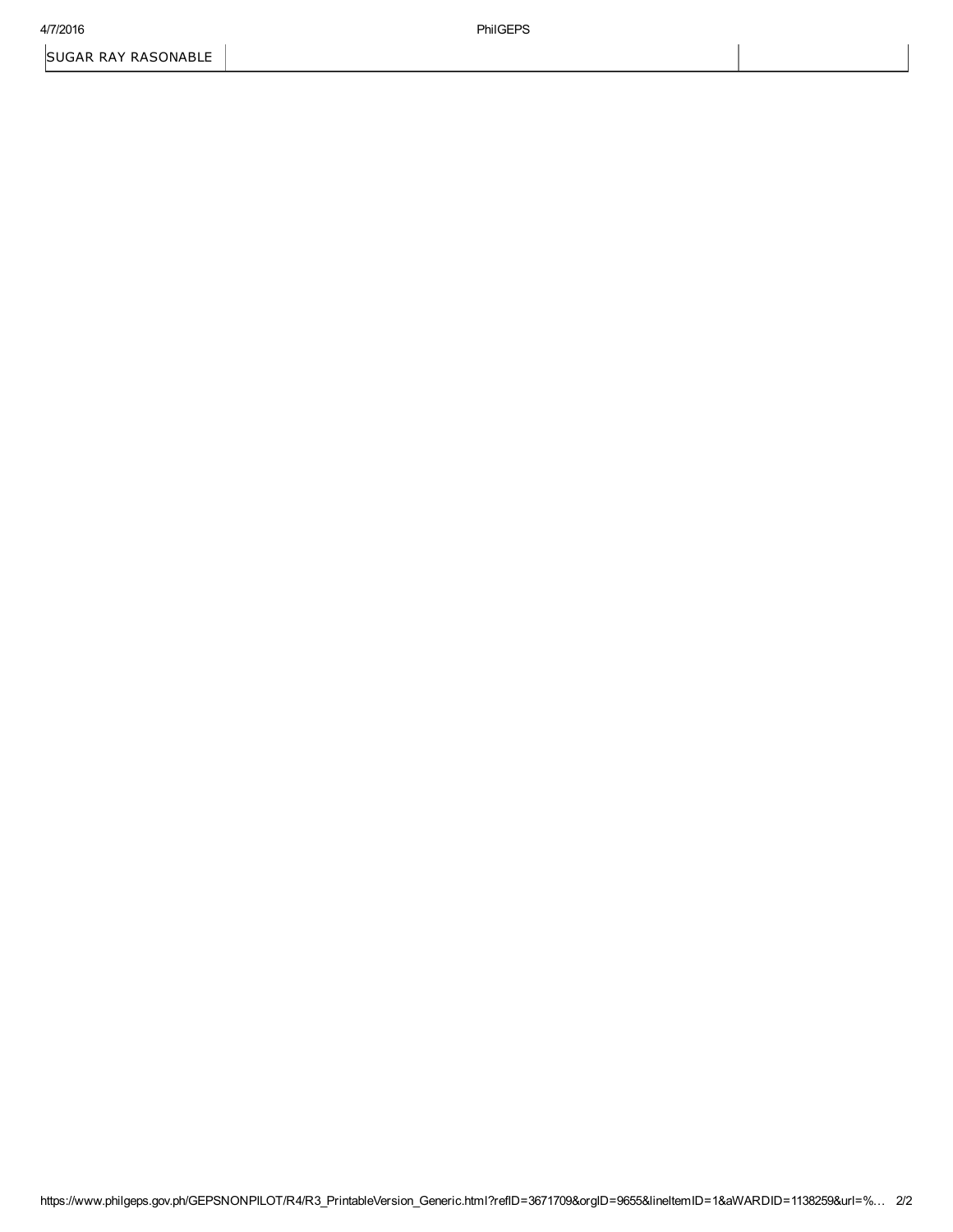| | | |
|---|---|---|
| SUGAR RAY RASONABLE | | |